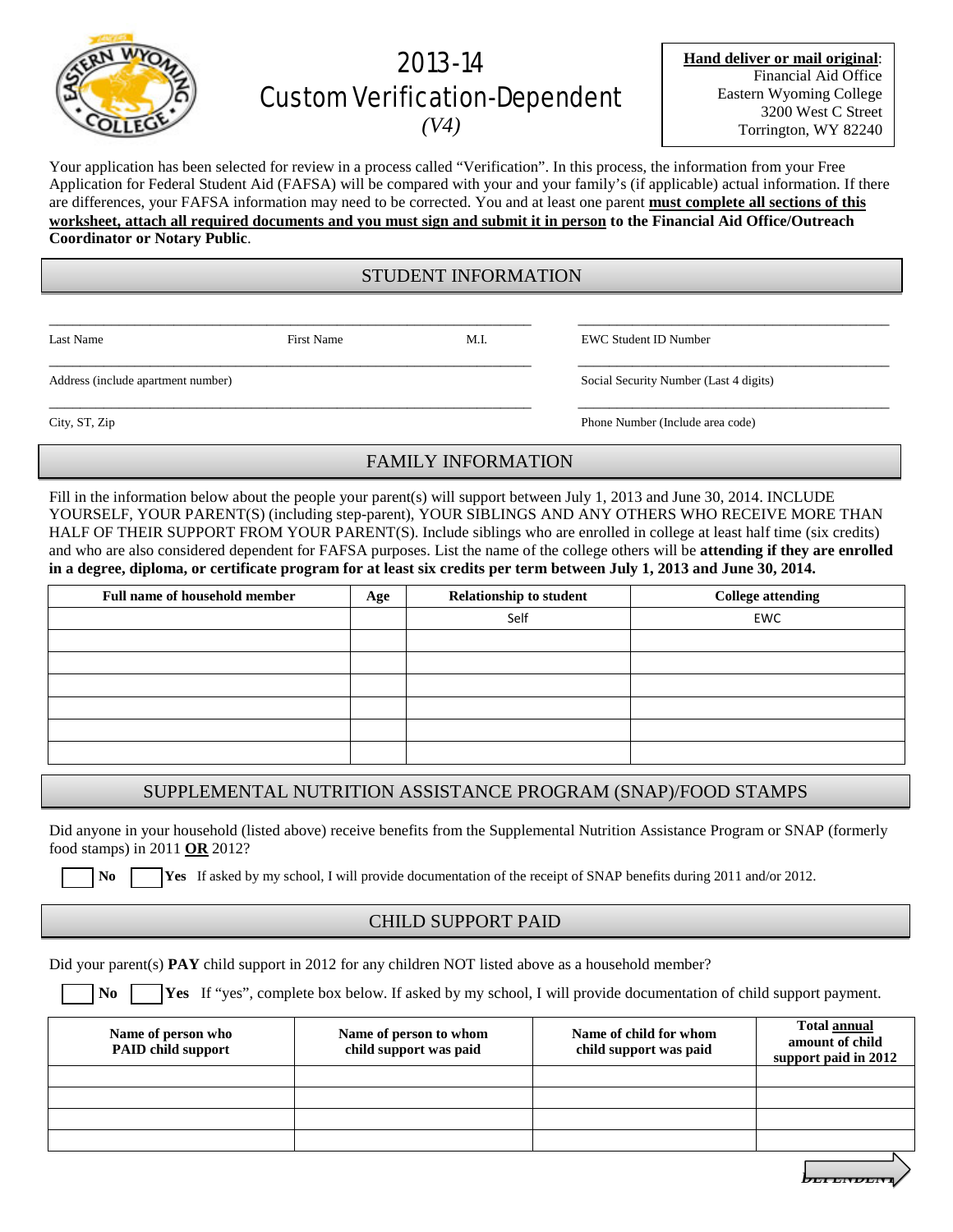# 2013-14 Custom Verification-Dependent

*(V4)*

**Hand deliver or mail original**:
Financial Aid Office
Eastern Wyoming College
3200 West C Street
Torrington, WY 82240

Your application has been selected for review in a process called "Verification". In this process, the information from your Free Application for Federal Student Aid (FAFSA) will be compared with your and your family's (if applicable) actual information. If there are differences, your FAFSA information may need to be corrected. You and at least one parent **must complete all sections of this worksheet, attach all required documents and you must sign and submit it in person** **to the Financial Aid Office/Outreach Coordinator or Notary Public**.

## STUDENT INFORMATION

______________________________ ______________________________
Last Name First Name M.I. EWC Student ID Number

______________________________ ______________________________
Address (include apartment number) Social Security Number (Last 4 digits)

______________________________ ______________________________
City, ST, Zip Phone Number (Include area code)

## FAMILY INFORMATION

Fill in the information below about the people your parent(s) will support between July 1, 2013 and June 30, 2014. INCLUDE YOURSELF, YOUR PARENT(S) (including step-parent), YOUR SIBLINGS AND ANY OTHERS WHO RECEIVE MORE THAN HALF OF THEIR SUPPORT FROM YOUR PARENT(S). Include siblings who are enrolled in college at least half time (six credits) and who are also considered dependent for FAFSA purposes. List the name of the college others will be **attending if they are enrolled in a degree, diploma, or certificate program for at least six credits per term between July 1, 2013 and June 30, 2014.**

| Full name of household member | Age | Relationship to student | College attending |
|---|---|---|---|
| | | Self | EWC |
| | | | |
| | | | |
| | | | |
| | | | |
| | | | |
| | | | |

## SUPPLEMENTAL NUTRITION ASSISTANCE PROGRAM (SNAP)/FOOD STAMPS

Did anyone in your household (listed above) receive benefits from the Supplemental Nutrition Assistance Program or SNAP (formerly food stamps) in 2011 **OR** 2012?

☐ **No** ☐ **Yes** If asked by my school, I will provide documentation of the receipt of SNAP benefits during 2011 and/or 2012.

## CHILD SUPPORT PAID

Did your parent(s) **PAY** child support in 2012 for any children NOT listed above as a household member?

☐ **No** ☐ **Yes** If "yes", complete box below. If asked by my school, I will provide documentation of child support payment.

| Name of person who PAID child support | Name of person to whom child support was paid | Name of child for whom child support was paid | Total annual amount of child support paid in 2012 |
|---|---|---|---|
| | | | |
| | | | |
| | | | |
| | | | |

DEPENDENT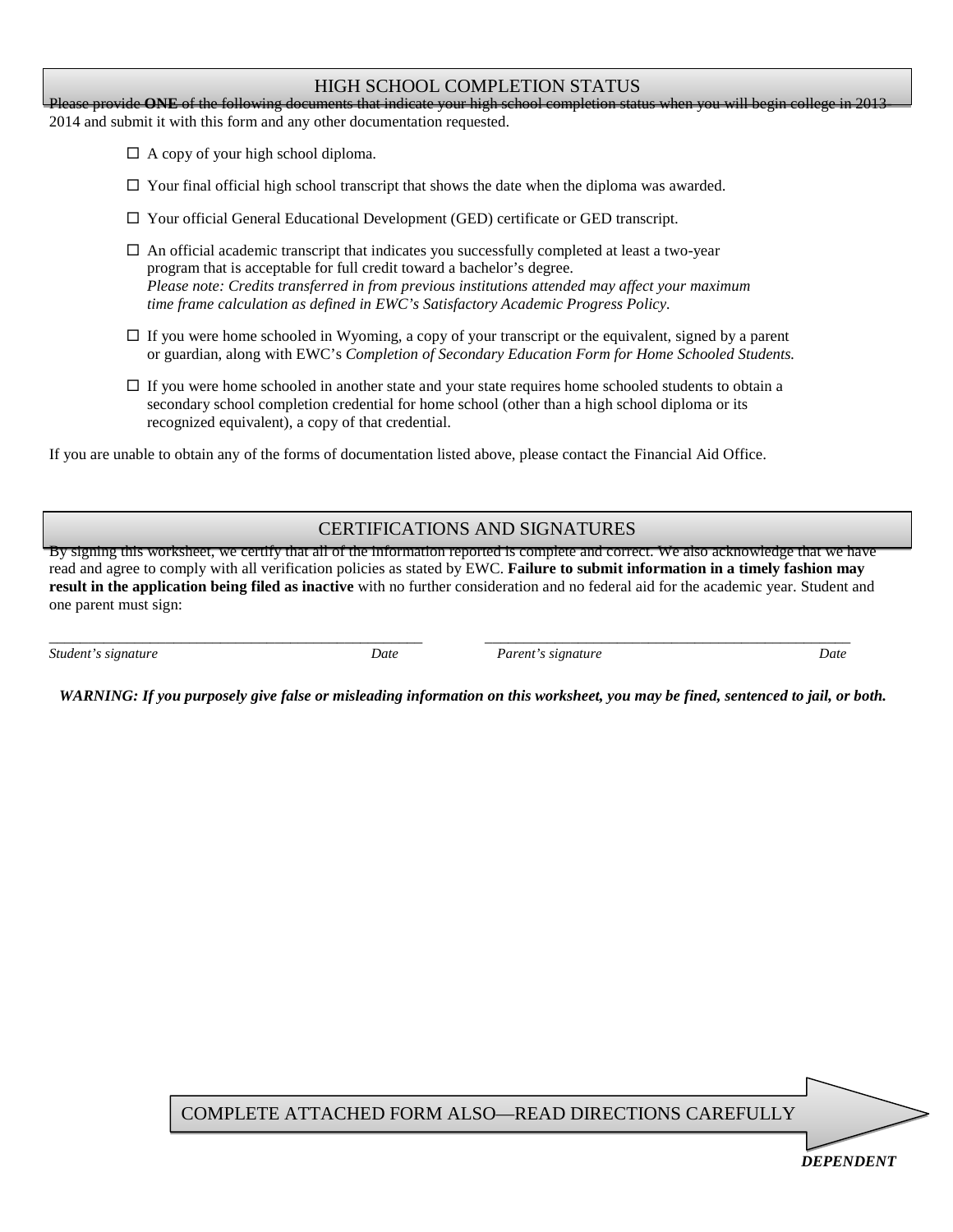## HIGH SCHOOL COMPLETION STATUS

Please provide **ONE** of the following documents that indicate your high school completion status when you will begin college in 2013–2014 and submit it with this form and any other documentation requested.

- ☐ A copy of your high school diploma.
- ☐ Your final official high school transcript that shows the date when the diploma was awarded.
- ☐ Your official General Educational Development (GED) certificate or GED transcript.
- ☐ An official academic transcript that indicates you successfully completed at least a two-year program that is acceptable for full credit toward a bachelor's degree. *Please note: Credits transferred in from previous institutions attended may affect your maximum time frame calculation as defined in EWC's Satisfactory Academic Progress Policy.*
- ☐ If you were home schooled in Wyoming, a copy of your transcript or the equivalent, signed by a parent or guardian, along with EWC's *Completion of Secondary Education Form for Home Schooled Students.*
- ☐ If you were home schooled in another state and your state requires home schooled students to obtain a secondary school completion credential for home school (other than a high school diploma or its recognized equivalent), a copy of that credential.

If you are unable to obtain any of the forms of documentation listed above, please contact the Financial Aid Office.

## CERTIFICATIONS AND SIGNATURES

By signing this worksheet, we certify that all of the information reported is complete and correct. We also acknowledge that we have read and agree to comply with all verification policies as stated by EWC. **Failure to submit information in a timely fashion may result in the application being filed as inactive** with no further consideration and no federal aid for the academic year. Student and one parent must sign:

\_\_\_\_\_\_\_\_\_\_\_\_\_\_\_\_\_\_\_\_\_\_\_\_\_\_\_\_\_\_\_\_\_\_\_\_\_\_\_\_\_\_\_\_ \_\_\_\_\_\_\_\_\_\_\_\_\_\_\_\_\_\_\_\_\_\_\_\_\_\_\_\_\_\_\_\_\_\_\_\_\_\_\_\_\_\_\_\_

*Student's signature* *Date* *Parent's signature* *Date*

***WARNING: If you purposely give false or misleading information on this worksheet, you may be fined, sentenced to jail, or both.***

COMPLETE ATTACHED FORM ALSO—READ DIRECTIONS CAREFULLY

***DEPENDENT***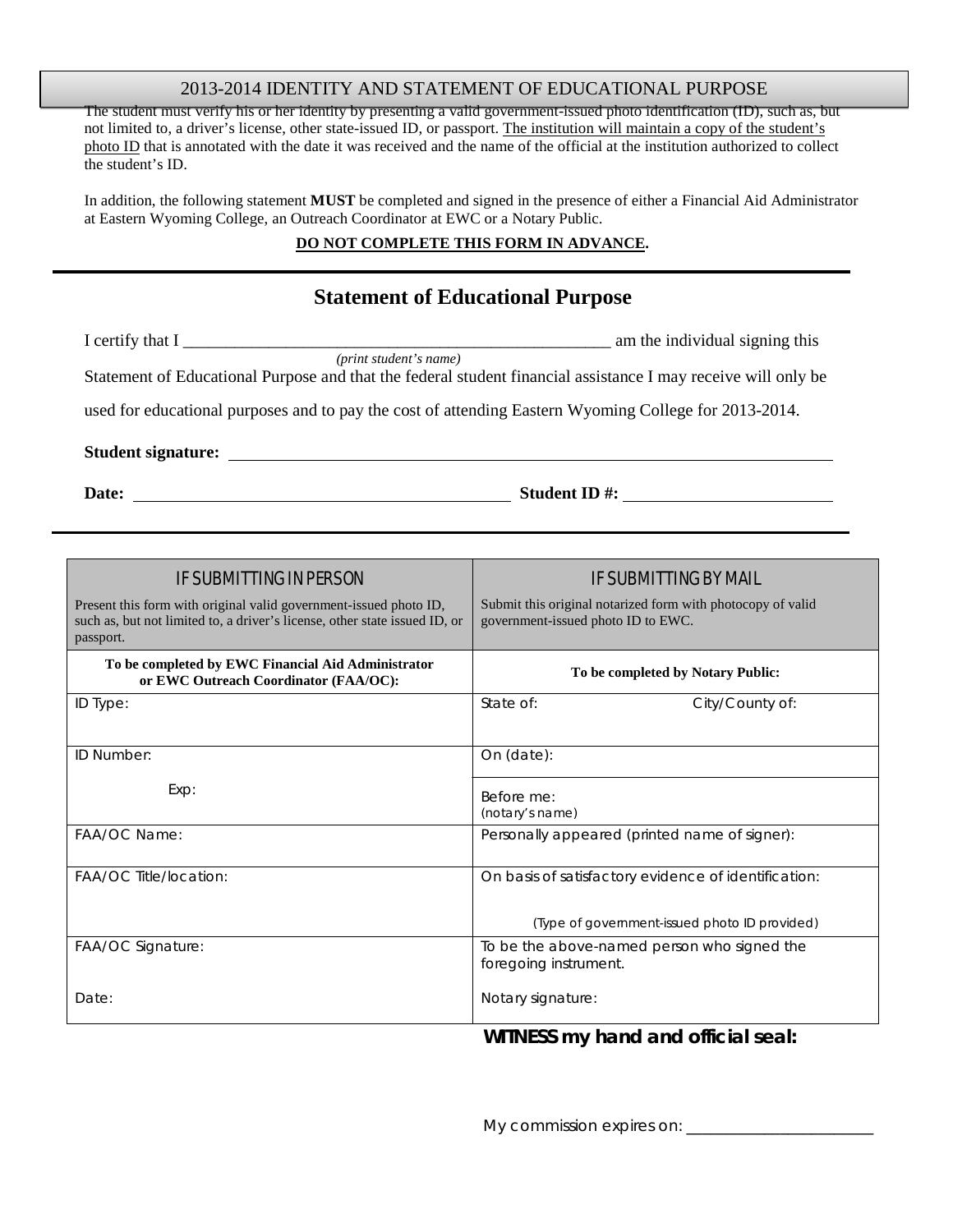# 2013-2014 IDENTITY AND STATEMENT OF EDUCATIONAL PURPOSE

The student must verify his or her identity by presenting a valid government-issued photo identification (ID), such as, but not limited to, a driver's license, other state-issued ID, or passport. The institution will maintain a copy of the student's photo ID that is annotated with the date it was received and the name of the official at the institution authorized to collect the student's ID.

In addition, the following statement **MUST** be completed and signed in the presence of either a Financial Aid Administrator at Eastern Wyoming College, an Outreach Coordinator at EWC or a Notary Public.

**DO NOT COMPLETE THIS FORM IN ADVANCE.**

---

## Statement of Educational Purpose

I certify that I ____________________________________________________ am the individual signing this
*(print student's name)*
Statement of Educational Purpose and that the federal student financial assistance I may receive will only be used for educational purposes and to pay the cost of attending Eastern Wyoming College for 2013-2014.

**Student signature:** ________________________________________________________________

**Date:** ____________________________________________ **Student ID #:** ________________________

---

| IF SUBMITTING IN PERSON<br>Present this form with original valid government-issued photo ID, such as, but not limited to, a driver's license, other state issued ID, or passport. | IF SUBMITTING BY MAIL<br>Submit this original notarized form with photocopy of valid government-issued photo ID to EWC. |
|---|---|
| **To be completed by EWC Financial Aid Administrator or EWC Outreach Coordinator (FAA/OC):** | **To be completed by Notary Public:** |
| ID Type: | State of: City/County of: |
| ID Number:<br><br>Exp: | On (date):<br><br>Before me:<br>(notary's name) |
| FAA/OC Name: | Personally appeared (printed name of signer): |
| FAA/OC Title/location: | On basis of satisfactory evidence of identification:<br><br>(Type of government-issued photo ID provided) |
| FAA/OC Signature:<br><br>Date: | To be the above-named person who signed the foregoing instrument.<br><br>Notary signature: |

**WITNESS my hand and official seal:**

My commission expires on: ________________________